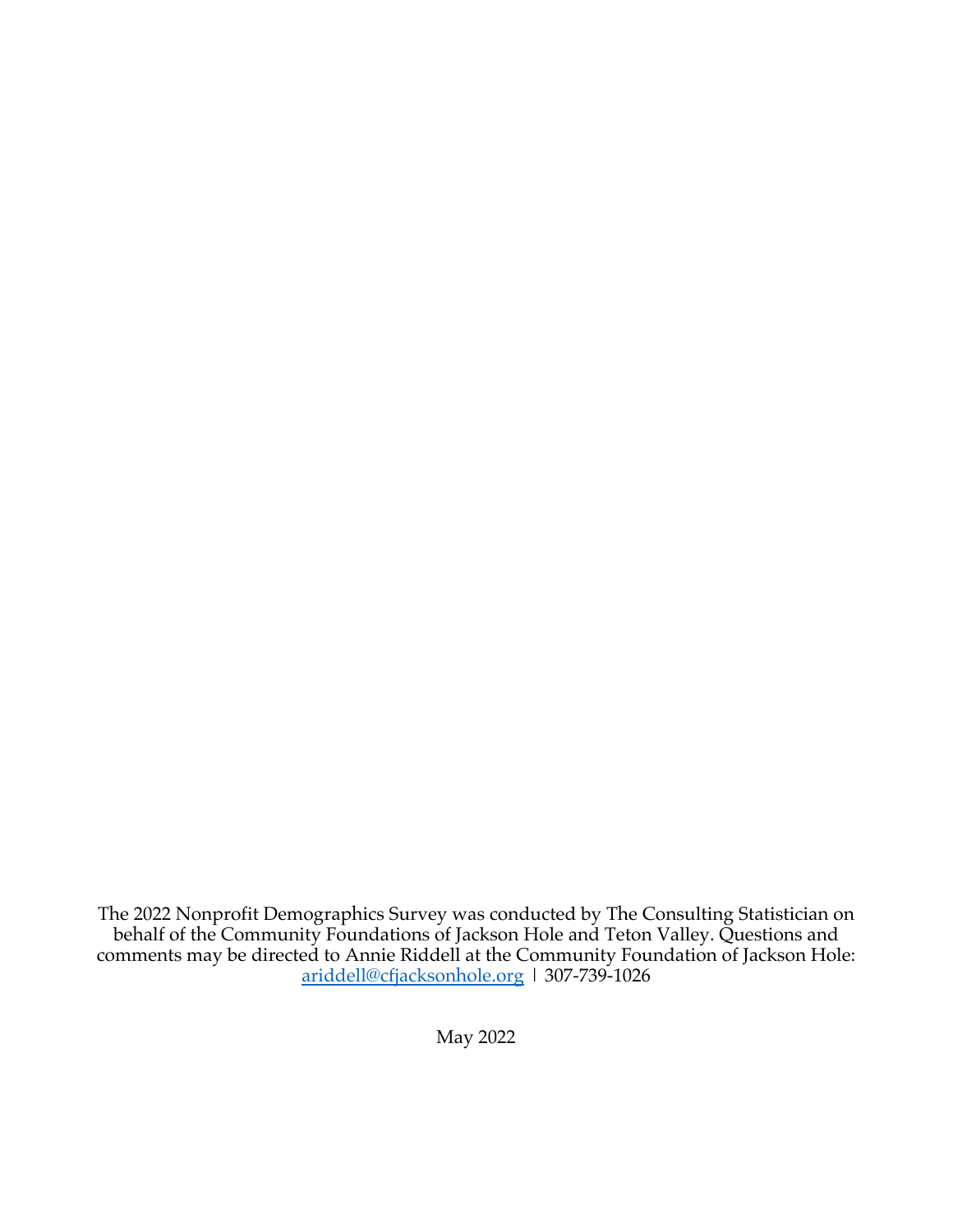The 2022 Nonprofit Demographics Survey was conducted by The Consulting Statistician on behalf of the Community Foundations of Jackson Hole and Teton Valley. Questions and comments may be directed to Annie Riddell at the Community Foundation of Jackson Hole: ariddell@cfjacksonhole.org | 307-739-1026

May 2022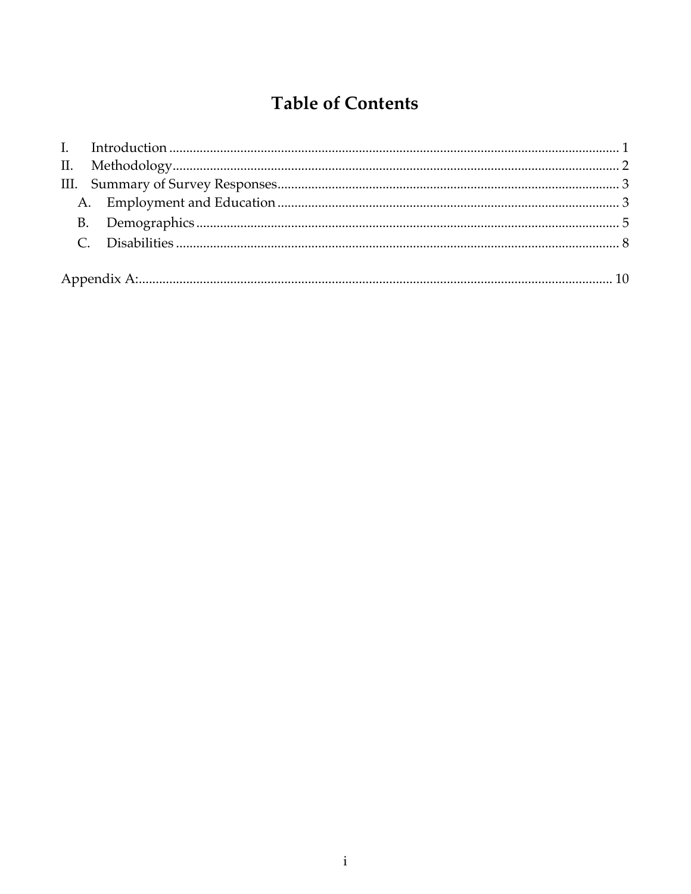# Table of Contents

I. Introduction ........................................................................................................................ 1
II. Methodology ........................................................................................................................ 2
III. Summary of Survey Responses ........................................................................................ 3
  A. Employment and Education ........................................................................................ 3
  B. Demographics ................................................................................................................ 5
  C. Disabilities ..................................................................................................................... 8

Appendix A: ............................................................................................................................. 10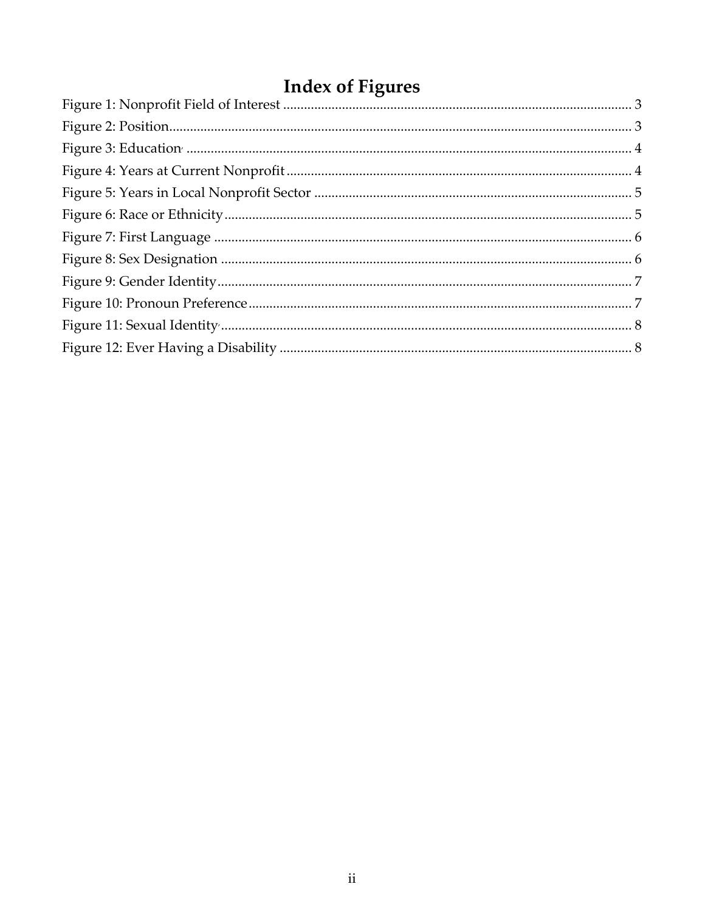# Index of Figures

Figure 1: Nonprofit Field of Interest ..... 3
Figure 2: Position ..... 3
Figure 3: Education ..... 4
Figure 4: Years at Current Nonprofit ..... 4
Figure 5: Years in Local Nonprofit Sector ..... 5
Figure 6: Race or Ethnicity ..... 5
Figure 7: First Language ..... 6
Figure 8: Sex Designation ..... 6
Figure 9: Gender Identity ..... 7
Figure 10: Pronoun Preference ..... 7
Figure 11: Sexual Identity ..... 8
Figure 12: Ever Having a Disability ..... 8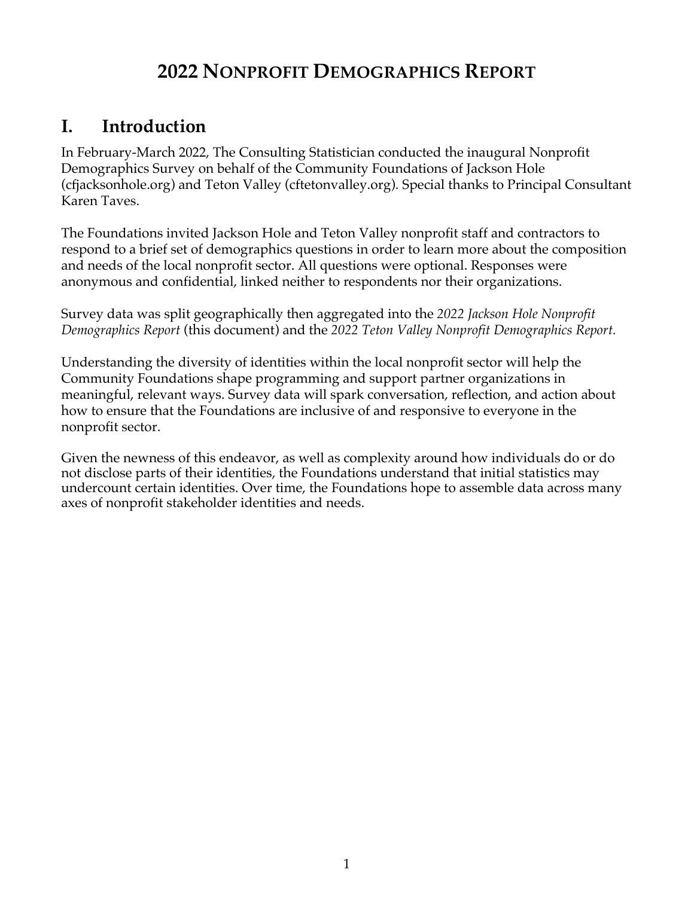# 2022 NONPROFIT DEMOGRAPHICS REPORT

## I. Introduction

In February-March 2022, The Consulting Statistician conducted the inaugural Nonprofit Demographics Survey on behalf of the Community Foundations of Jackson Hole (cfjacksonhole.org) and Teton Valley (cftetonvalley.org). Special thanks to Principal Consultant Karen Taves.

The Foundations invited Jackson Hole and Teton Valley nonprofit staff and contractors to respond to a brief set of demographics questions in order to learn more about the composition and needs of the local nonprofit sector. All questions were optional. Responses were anonymous and confidential, linked neither to respondents nor their organizations.

Survey data was split geographically then aggregated into the *2022 Jackson Hole Nonprofit Demographics Report* (this document) and the *2022 Teton Valley Nonprofit Demographics Report.*

Understanding the diversity of identities within the local nonprofit sector will help the Community Foundations shape programming and support partner organizations in meaningful, relevant ways. Survey data will spark conversation, reflection, and action about how to ensure that the Foundations are inclusive of and responsive to everyone in the nonprofit sector.

Given the newness of this endeavor, as well as complexity around how individuals do or do not disclose parts of their identities, the Foundations understand that initial statistics may undercount certain identities. Over time, the Foundations hope to assemble data across many axes of nonprofit stakeholder identities and needs.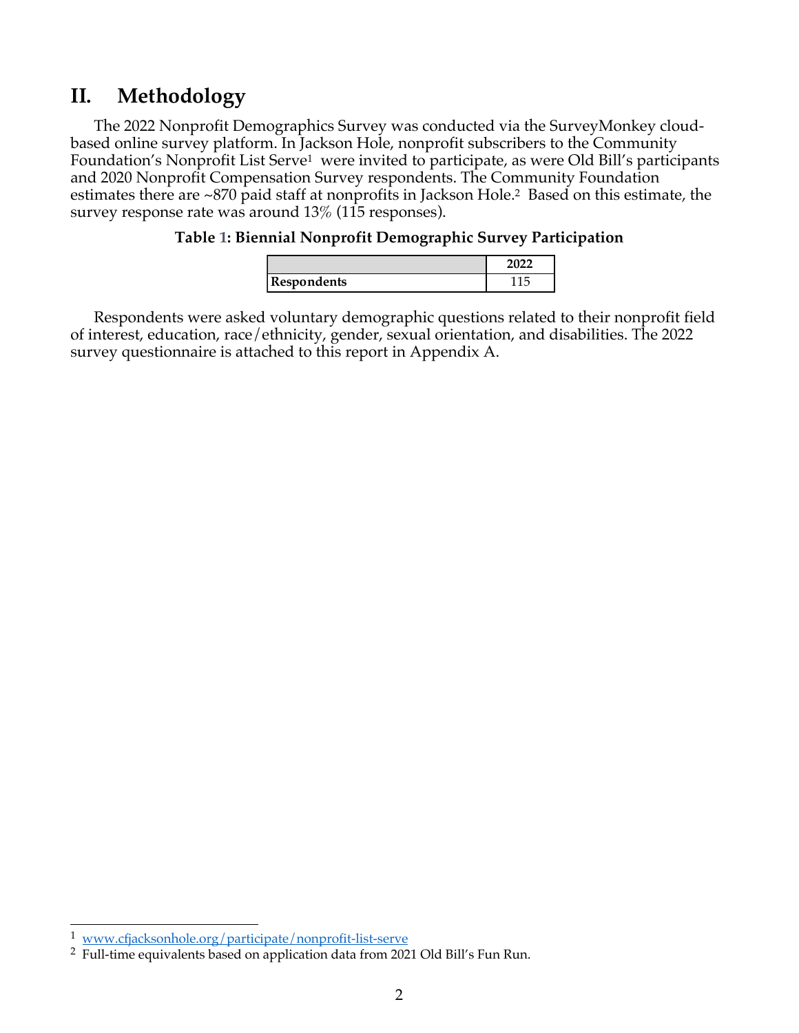## II. Methodology

The 2022 Nonprofit Demographics Survey was conducted via the SurveyMonkey cloud-based online survey platform. In Jackson Hole, nonprofit subscribers to the Community Foundation's Nonprofit List Serve[1] were invited to participate, as were Old Bill's participants and 2020 Nonprofit Compensation Survey respondents. The Community Foundation estimates there are ~870 paid staff at nonprofits in Jackson Hole.[2] Based on this estimate, the survey response rate was around 13% (115 responses).

**Table 1: Biennial Nonprofit Demographic Survey Participation**

| | 2022 |
|---|---|
| **Respondents** | 115 |

Respondents were asked voluntary demographic questions related to their nonprofit field of interest, education, race/ethnicity, gender, sexual orientation, and disabilities. The 2022 survey questionnaire is attached to this report in Appendix A.

---

[1] www.cfjacksonhole.org/participate/nonprofit-list-serve

[2] Full-time equivalents based on application data from 2021 Old Bill's Fun Run.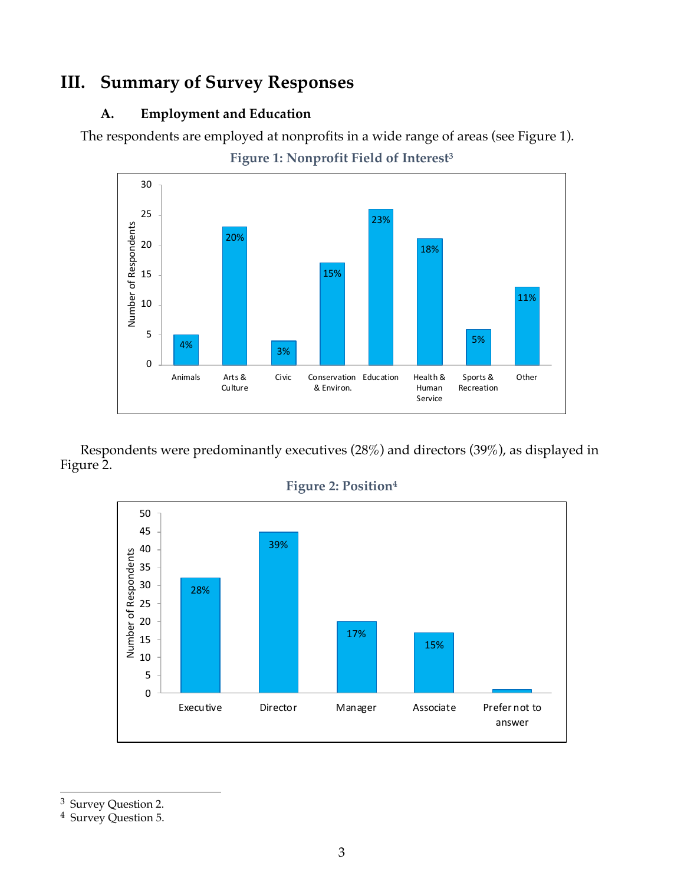# III. Summary of Survey Responses

## A. Employment and Education

The respondents are employed at nonprofits in a wide range of areas (see Figure 1).

**Figure 1: Nonprofit Field of Interest**[3]

| Field | Number of Respondents | Percent |
|---|---|---|
| Animals | 5 | 4% |
| Arts & Culture | 23 | 20% |
| Civic | 4 | 3% |
| Conservation & Environ. | 17 | 15% |
| Education | 26 | 23% |
| Health & Human Service | 21 | 18% |
| Sports & Recreation | 6 | 5% |
| Other | 13 | 11% |

Respondents were predominantly executives (28%) and directors (39%), as displayed in Figure 2.

**Figure 2: Position**[4]

| Position | Number of Respondents | Percent |
|---|---|---|
| Executive | 32 | 28% |
| Director | 45 | 39% |
| Manager | 20 | 17% |
| Associate | 17 | 15% |
| Prefer not to answer | 1 | |

[3] Survey Question 2.

[4] Survey Question 5.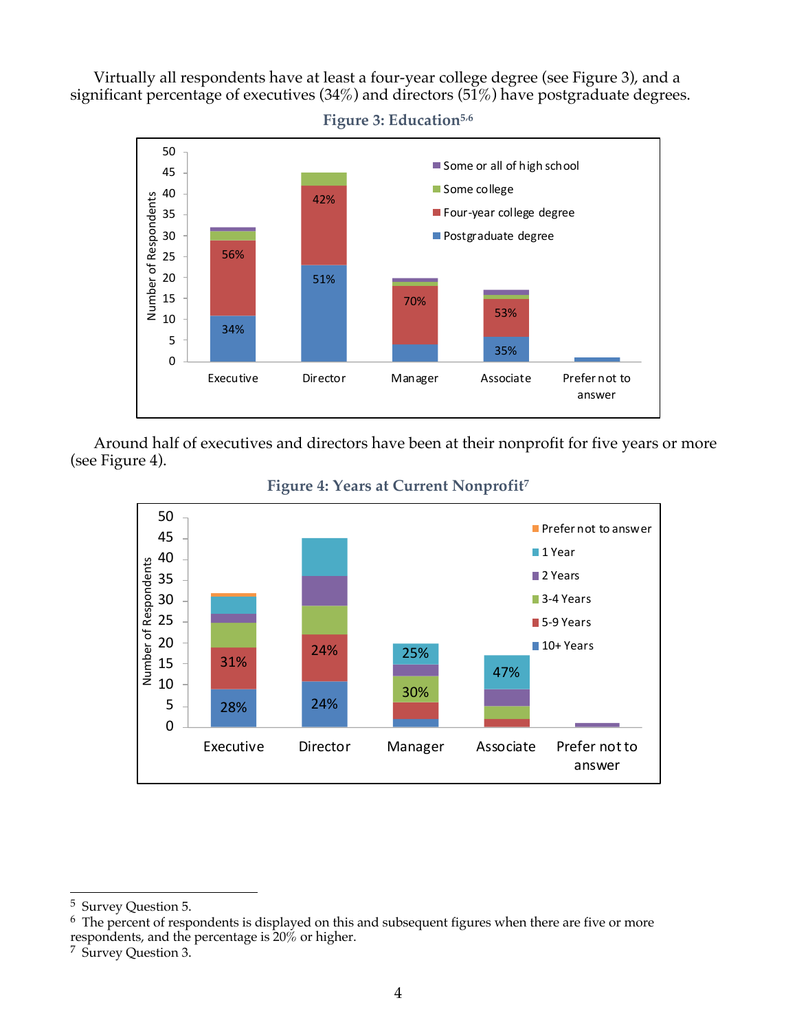Virtually all respondents have at least a four-year college degree (see Figure 3), and a significant percentage of executives (34%) and directors (51%) have postgraduate degrees.

**Figure 3: Education**[5,6]

Around half of executives and directors have been at their nonprofit for five years or more (see Figure 4).

**Figure 4: Years at Current Nonprofit**[7]

---

[5] Survey Question 5.

[6] The percent of respondents is displayed on this and subsequent figures when there are five or more respondents, and the percentage is 20% or higher.

[7] Survey Question 3.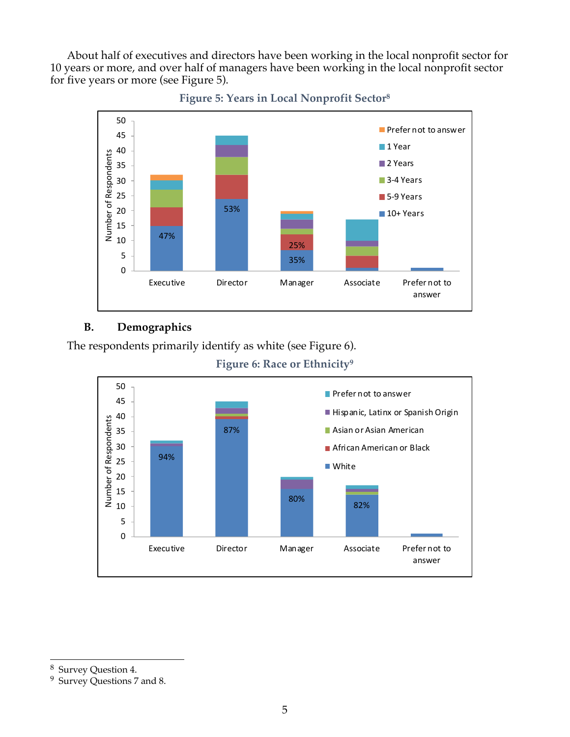About half of executives and directors have been working in the local nonprofit sector for 10 years or more, and over half of managers have been working in the local nonprofit sector for five years or more (see Figure 5).

**Figure 5: Years in Local Nonprofit Sector**[8]

### B. Demographics

The respondents primarily identify as white (see Figure 6).

**Figure 6: Race or Ethnicity**[9]

---

[8] Survey Question 4.

[9] Survey Questions 7 and 8.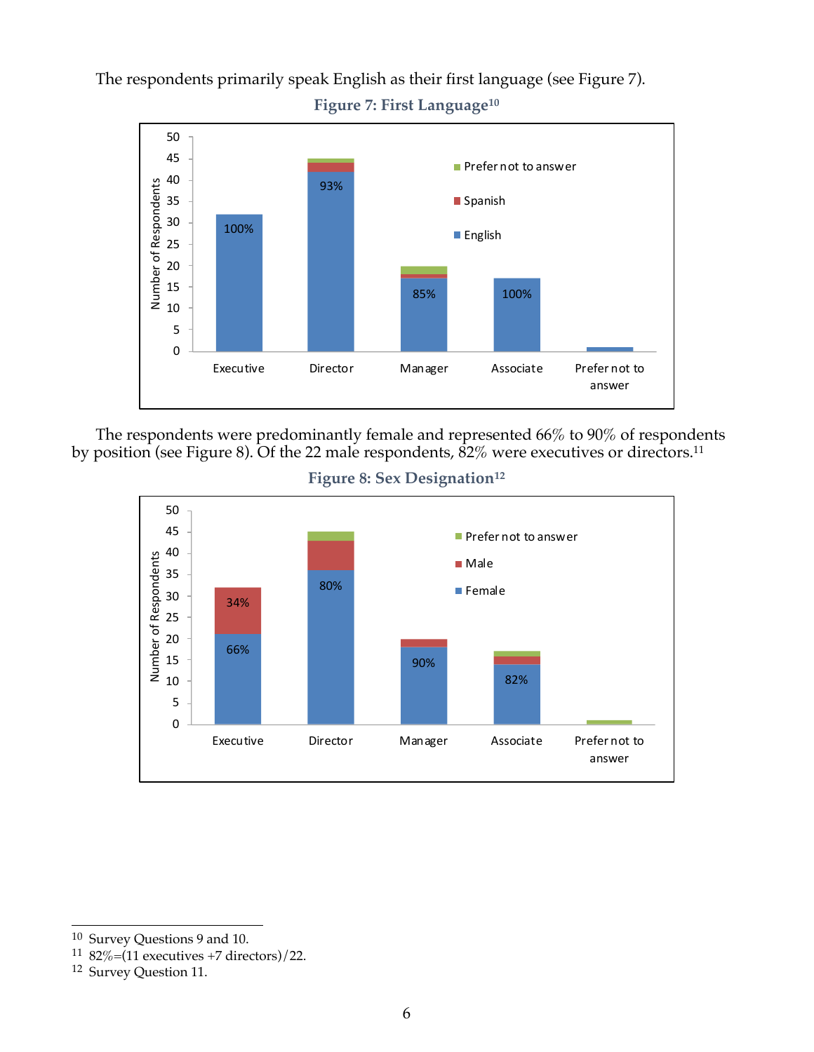The respondents primarily speak English as their first language (see Figure 7).

**Figure 7: First Language**[10]

The respondents were predominantly female and represented 66% to 90% of respondents by position (see Figure 8). Of the 22 male respondents, 82% were executives or directors.[11]

**Figure 8: Sex Designation**[12]

---

[10] Survey Questions 9 and 10.

[11] 82%=(11 executives +7 directors)/22.

[12] Survey Question 11.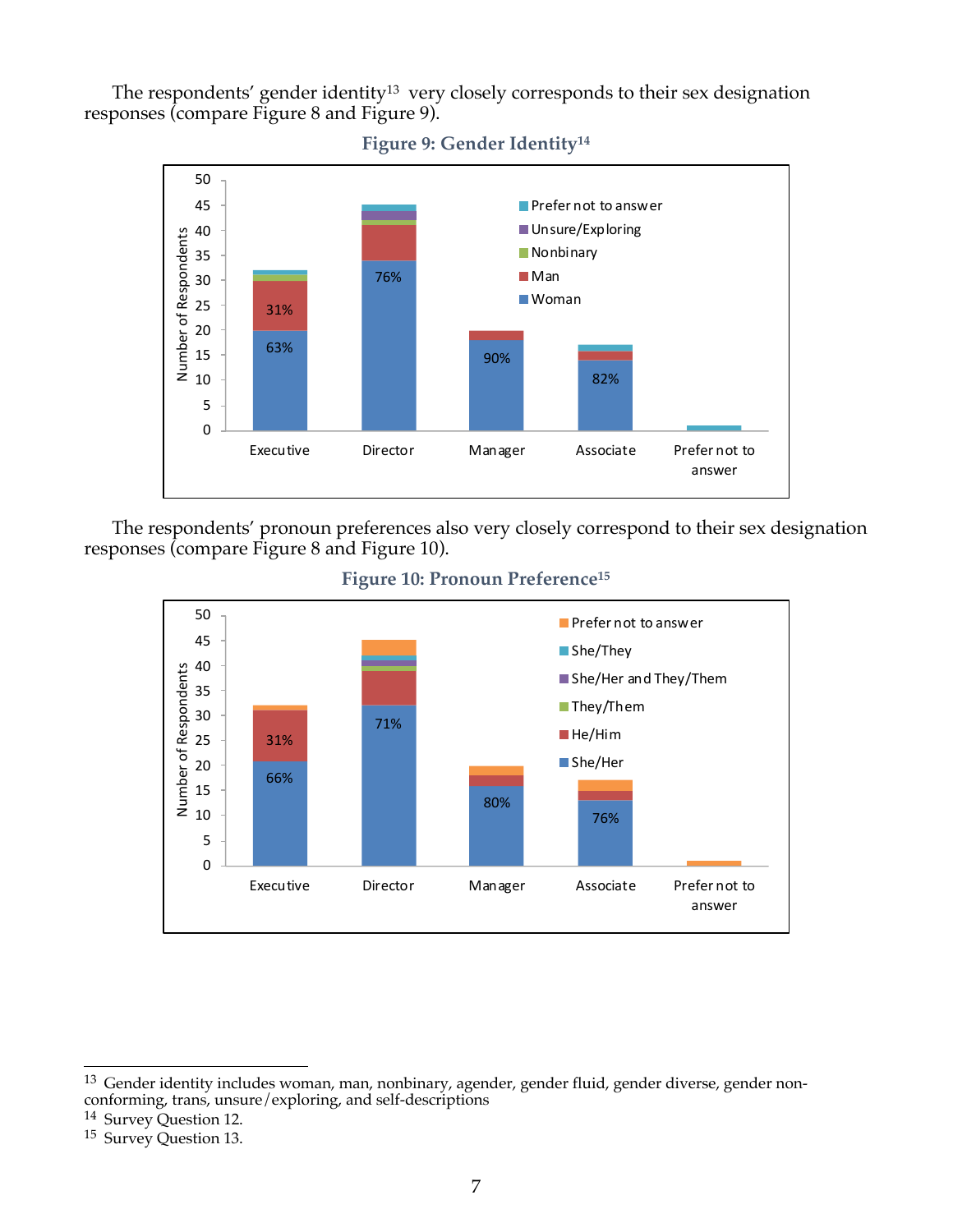The respondents' gender identity[13] very closely corresponds to their sex designation responses (compare Figure 8 and Figure 9).

**Figure 9: Gender Identity[14]**

**Figure 10: Pronoun Preference[15]**

The respondents' pronoun preferences also very closely correspond to their sex designation responses (compare Figure 8 and Figure 10).

---

[13] Gender identity includes woman, man, nonbinary, agender, gender fluid, gender diverse, gender non-conforming, trans, unsure/exploring, and self-descriptions

[14] Survey Question 12.

[15] Survey Question 13.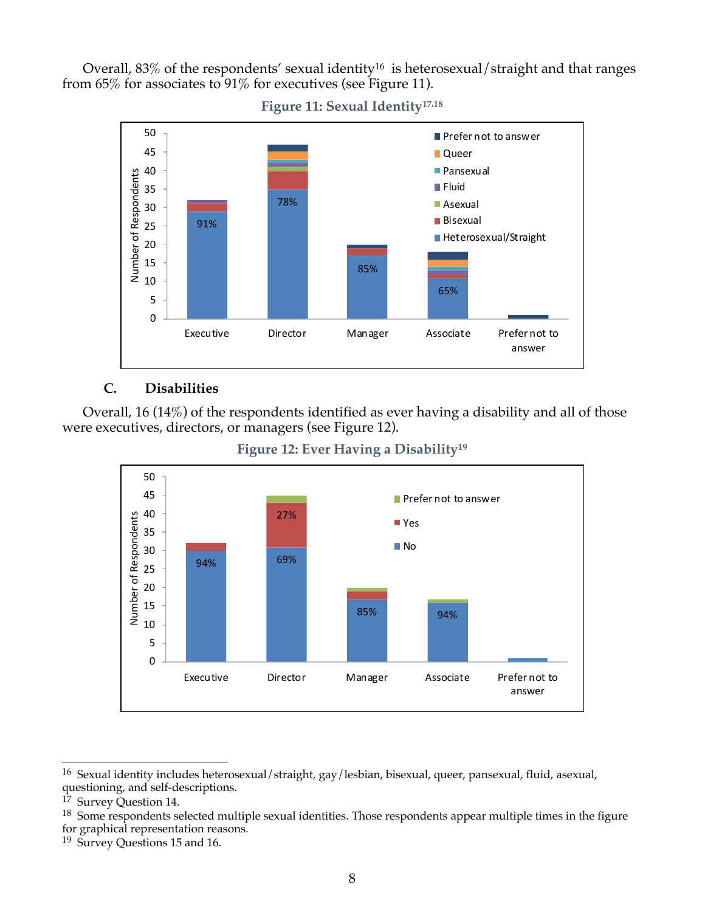Overall, 83% of the respondents' sexual identity[16] is heterosexual/straight and that ranges from 65% for associates to 91% for executives (see Figure 11).

**Figure 11: Sexual Identity[17,18]**

### C. Disabilities

Overall, 16 (14%) of the respondents identified as ever having a disability and all of those were executives, directors, or managers (see Figure 12).

**Figure 12: Ever Having a Disability[19]**

---

[16] Sexual identity includes heterosexual/straight, gay/lesbian, bisexual, queer, pansexual, fluid, asexual, questioning, and self-descriptions.

[17] Survey Question 14.

[18] Some respondents selected multiple sexual identities. Those respondents appear multiple times in the figure for graphical representation reasons.

[19] Survey Questions 15 and 16.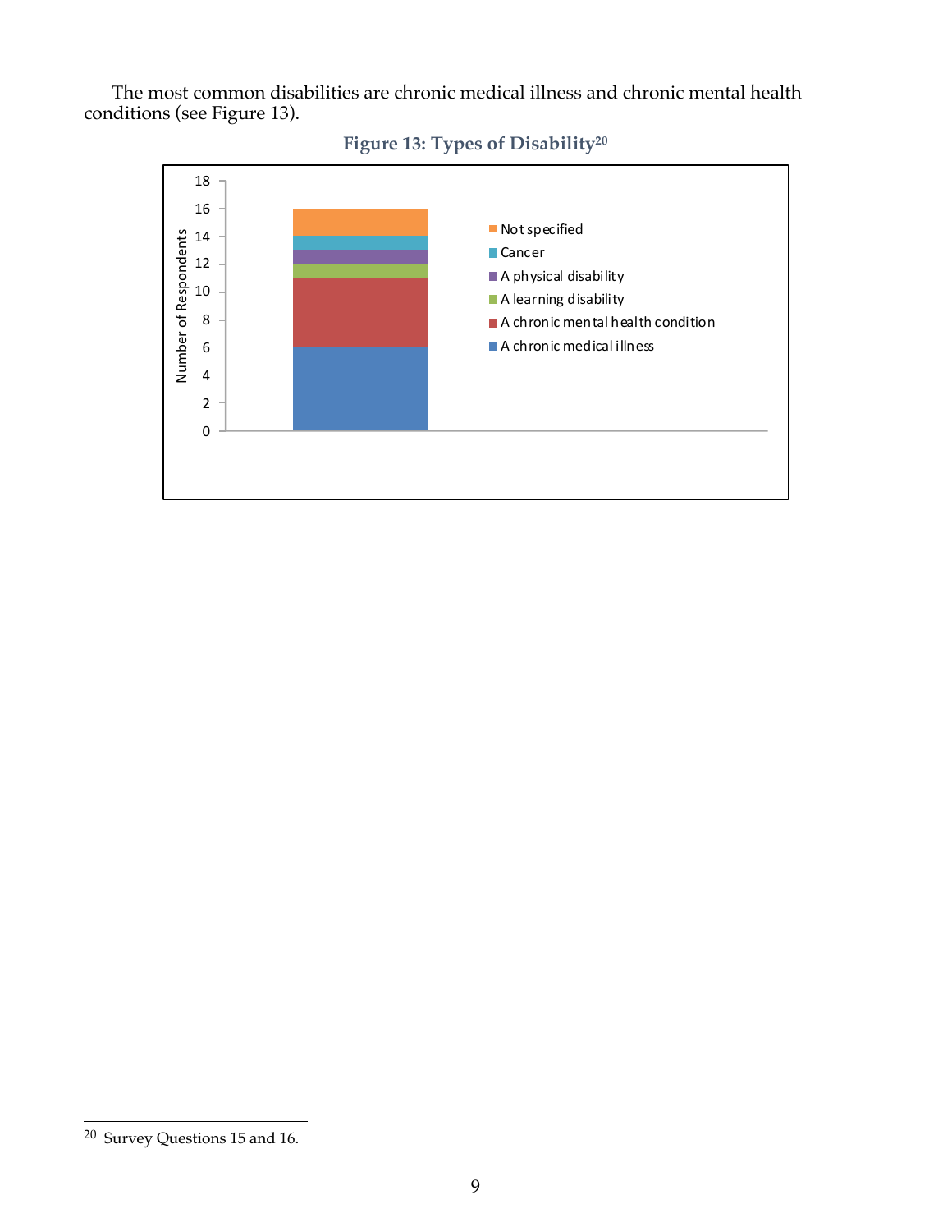The most common disabilities are chronic medical illness and chronic mental health conditions (see Figure 13).

**Figure 13: Types of Disability[20]**

[20] Survey Questions 15 and 16.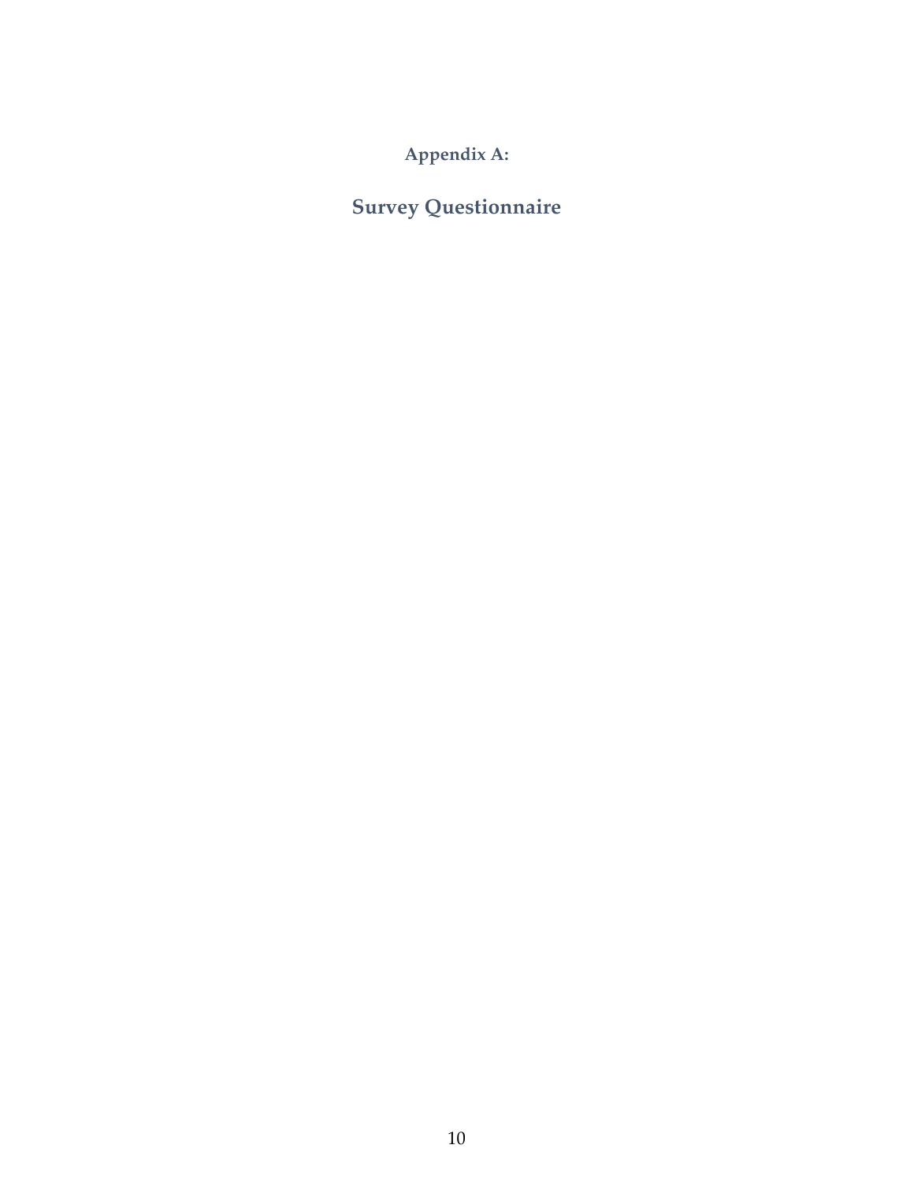# Appendix A:

## Survey Questionnaire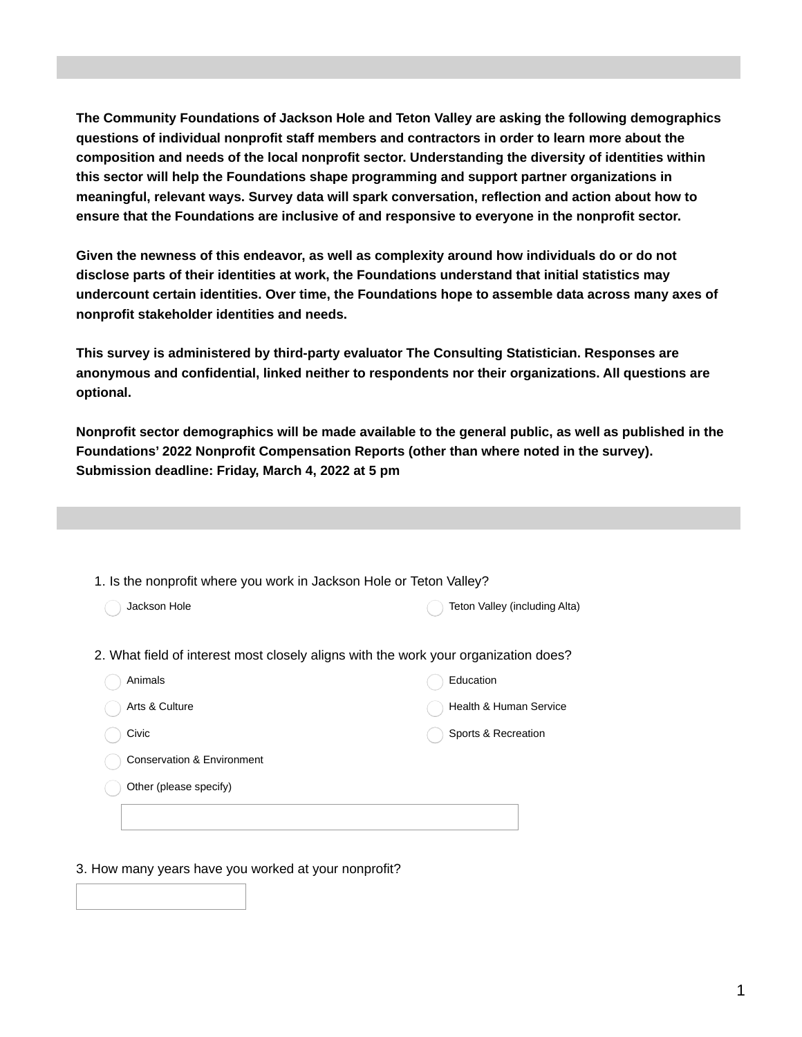**The Community Foundations of Jackson Hole and Teton Valley are asking the following demographics questions of individual nonprofit staff members and contractors in order to learn more about the composition and needs of the local nonprofit sector. Understanding the diversity of identities within this sector will help the Foundations shape programming and support partner organizations in meaningful, relevant ways. Survey data will spark conversation, reflection and action about how to ensure that the Foundations are inclusive of and responsive to everyone in the nonprofit sector.**

**Given the newness of this endeavor, as well as complexity around how individuals do or do not disclose parts of their identities at work, the Foundations understand that initial statistics may undercount certain identities. Over time, the Foundations hope to assemble data across many axes of nonprofit stakeholder identities and needs.**

**This survey is administered by third-party evaluator The Consulting Statistician. Responses are anonymous and confidential, linked neither to respondents nor their organizations. All questions are optional.**

**Nonprofit sector demographics will be made available to the general public, as well as published in the Foundations' 2022 Nonprofit Compensation Reports (other than where noted in the survey). Submission deadline: Friday, March 4, 2022 at 5 pm**

1. Is the nonprofit where you work in Jackson Hole or Teton Valley?

- ◯ Jackson Hole
- ◯ Teton Valley (including Alta)

2. What field of interest most closely aligns with the work your organization does?

- ◯ Animals
- ◯ Arts & Culture
- ◯ Civic
- ◯ Conservation & Environment
- ◯ Education
- ◯ Health & Human Service
- ◯ Sports & Recreation
- ◯ Other (please specify)

[ ]

3. How many years have you worked at your nonprofit?

[ ]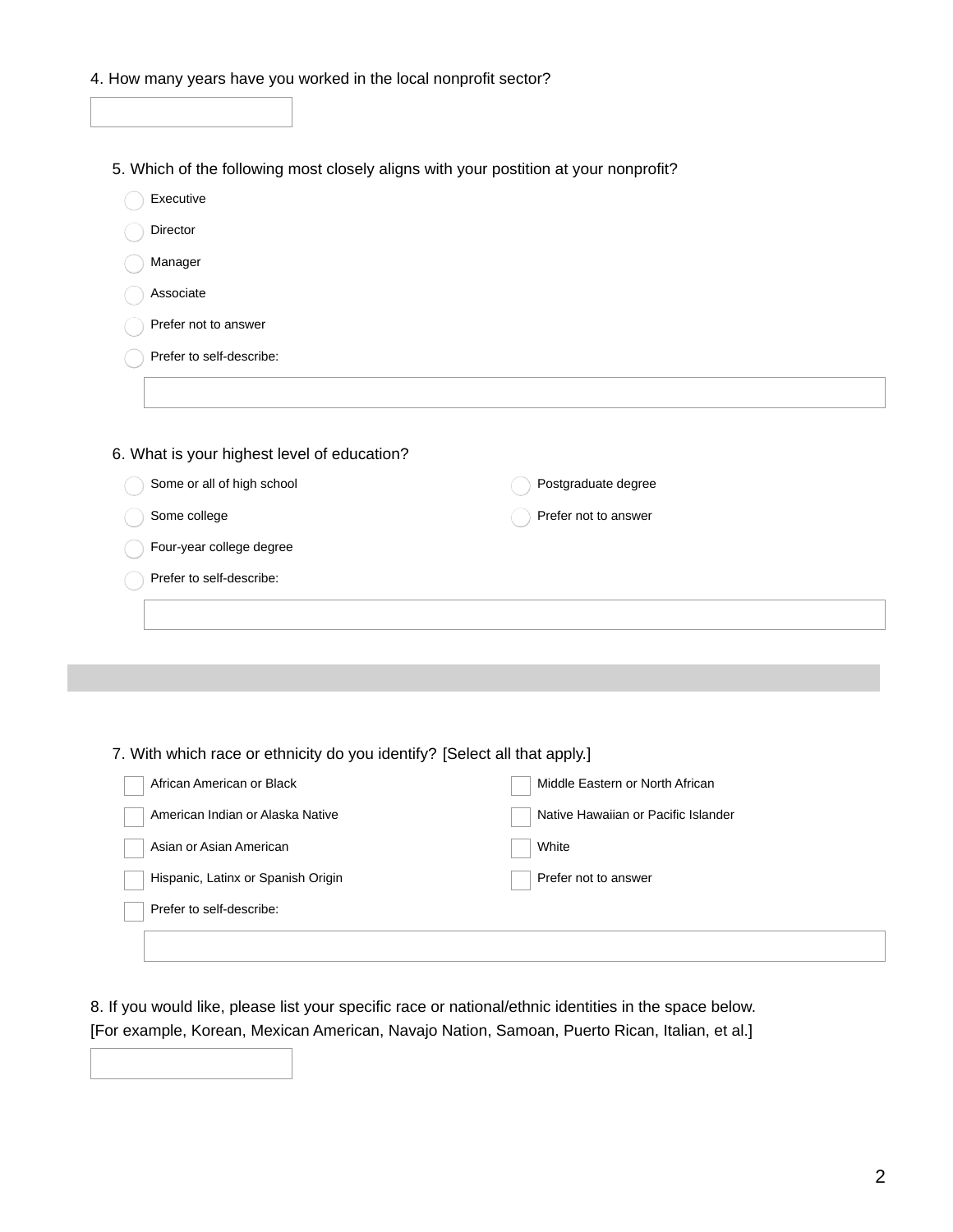4. How many years have you worked in the local nonprofit sector?

5. Which of the following most closely aligns with your postition at your nonprofit?

- Executive
- Director
- Manager
- Associate
- Prefer not to answer
- Prefer to self-describe:

6. What is your highest level of education?

- Some or all of high school
- Some college
- Four-year college degree
- Prefer to self-describe:
- Postgraduate degree
- Prefer not to answer

---

7. With which race or ethnicity do you identify? [Select all that apply.]

- African American or Black
- American Indian or Alaska Native
- Asian or Asian American
- Hispanic, Latinx or Spanish Origin
- Prefer to self-describe:
- Middle Eastern or North African
- Native Hawaiian or Pacific Islander
- White
- Prefer not to answer

8. If you would like, please list your specific race or national/ethnic identities in the space below. [For example, Korean, Mexican American, Navajo Nation, Samoan, Puerto Rican, Italian, et al.]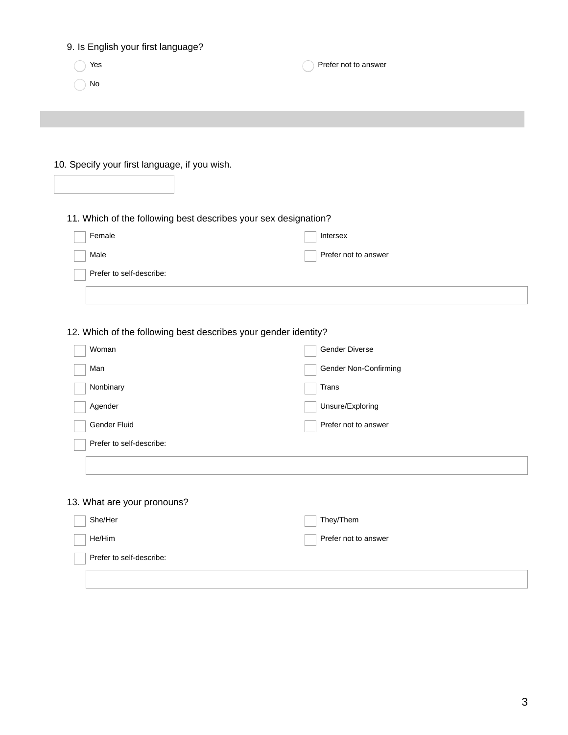9. Is English your first language?

- ◯ Yes
- ◯ No
- ◯ Prefer not to answer

10. Specify your first language, if you wish.

\_\_\_\_\_\_\_\_\_\_\_\_\_\_\_\_\_\_\_\_

11. Which of the following best describes your sex designation?

- ☐ Female
- ☐ Male
- ☐ Intersex
- ☐ Prefer not to answer
- ☐ Prefer to self-describe:

\_\_\_\_\_\_\_\_\_\_\_\_\_\_\_\_\_\_\_\_

12. Which of the following best describes your gender identity?

- ☐ Woman
- ☐ Man
- ☐ Nonbinary
- ☐ Agender
- ☐ Gender Fluid
- ☐ Gender Diverse
- ☐ Gender Non-Confirming
- ☐ Trans
- ☐ Unsure/Exploring
- ☐ Prefer not to answer
- ☐ Prefer to self-describe:

\_\_\_\_\_\_\_\_\_\_\_\_\_\_\_\_\_\_\_\_

13. What are your pronouns?

- ☐ She/Her
- ☐ He/Him
- ☐ They/Them
- ☐ Prefer not to answer
- ☐ Prefer to self-describe:

\_\_\_\_\_\_\_\_\_\_\_\_\_\_\_\_\_\_\_\_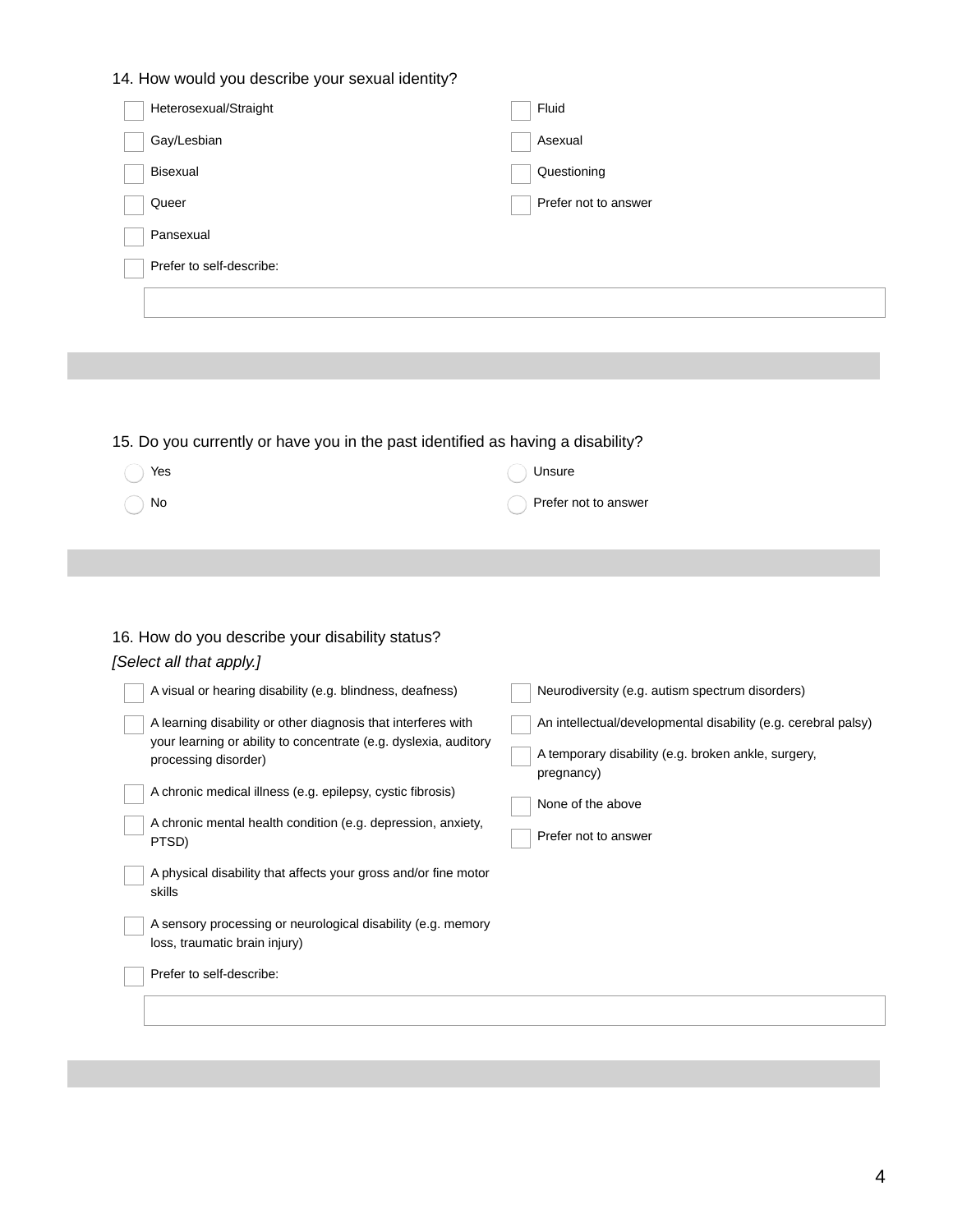14. How would you describe your sexual identity?

- [ ] Heterosexual/Straight
- [ ] Gay/Lesbian
- [ ] Bisexual
- [ ] Queer
- [ ] Pansexual
- [ ] Prefer to self-describe: ____________
- [ ] Fluid
- [ ] Asexual
- [ ] Questioning
- [ ] Prefer not to answer

15. Do you currently or have you in the past identified as having a disability?

- ( ) Yes
- ( ) No
- ( ) Unsure
- ( ) Prefer not to answer

16. How do you describe your disability status?

*[Select all that apply.]*

- [ ] A visual or hearing disability (e.g. blindness, deafness)
- [ ] A learning disability or other diagnosis that interferes with your learning or ability to concentrate (e.g. dyslexia, auditory processing disorder)
- [ ] A chronic medical illness (e.g. epilepsy, cystic fibrosis)
- [ ] A chronic mental health condition (e.g. depression, anxiety, PTSD)
- [ ] A physical disability that affects your gross and/or fine motor skills
- [ ] A sensory processing or neurological disability (e.g. memory loss, traumatic brain injury)
- [ ] Prefer to self-describe: ____________
- [ ] Neurodiversity (e.g. autism spectrum disorders)
- [ ] An intellectual/developmental disability (e.g. cerebral palsy)
- [ ] A temporary disability (e.g. broken ankle, surgery, pregnancy)
- [ ] None of the above
- [ ] Prefer not to answer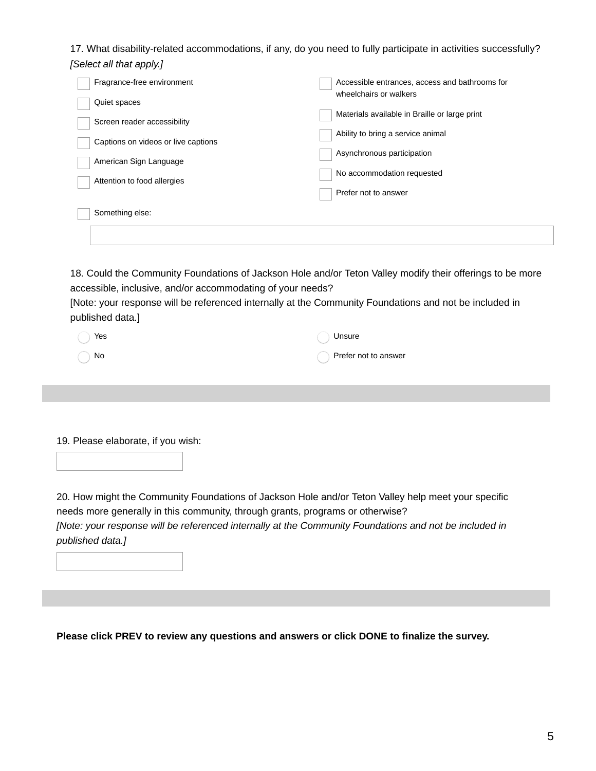17. What disability-related accommodations, if any, do you need to fully participate in activities successfully?
*[Select all that apply.]*

- [ ] Fragrance-free environment
- [ ] Quiet spaces
- [ ] Screen reader accessibility
- [ ] Captions on videos or live captions
- [ ] American Sign Language
- [ ] Attention to food allergies
- [ ] Accessible entrances, access and bathrooms for wheelchairs or walkers
- [ ] Materials available in Braille or large print
- [ ] Ability to bring a service animal
- [ ] Asynchronous participation
- [ ] No accommodation requested
- [ ] Prefer not to answer
- [ ] Something else:

18. Could the Community Foundations of Jackson Hole and/or Teton Valley modify their offerings to be more accessible, inclusive, and/or accommodating of your needs?
[Note: your response will be referenced internally at the Community Foundations and not be included in published data.]

- ○ Yes
- ○ No
- ○ Unsure
- ○ Prefer not to answer

19. Please elaborate, if you wish:

20. How might the Community Foundations of Jackson Hole and/or Teton Valley help meet your specific needs more generally in this community, through grants, programs or otherwise?
*[Note: your response will be referenced internally at the Community Foundations and not be included in published data.]*

**Please click PREV to review any questions and answers or click DONE to finalize the survey.**